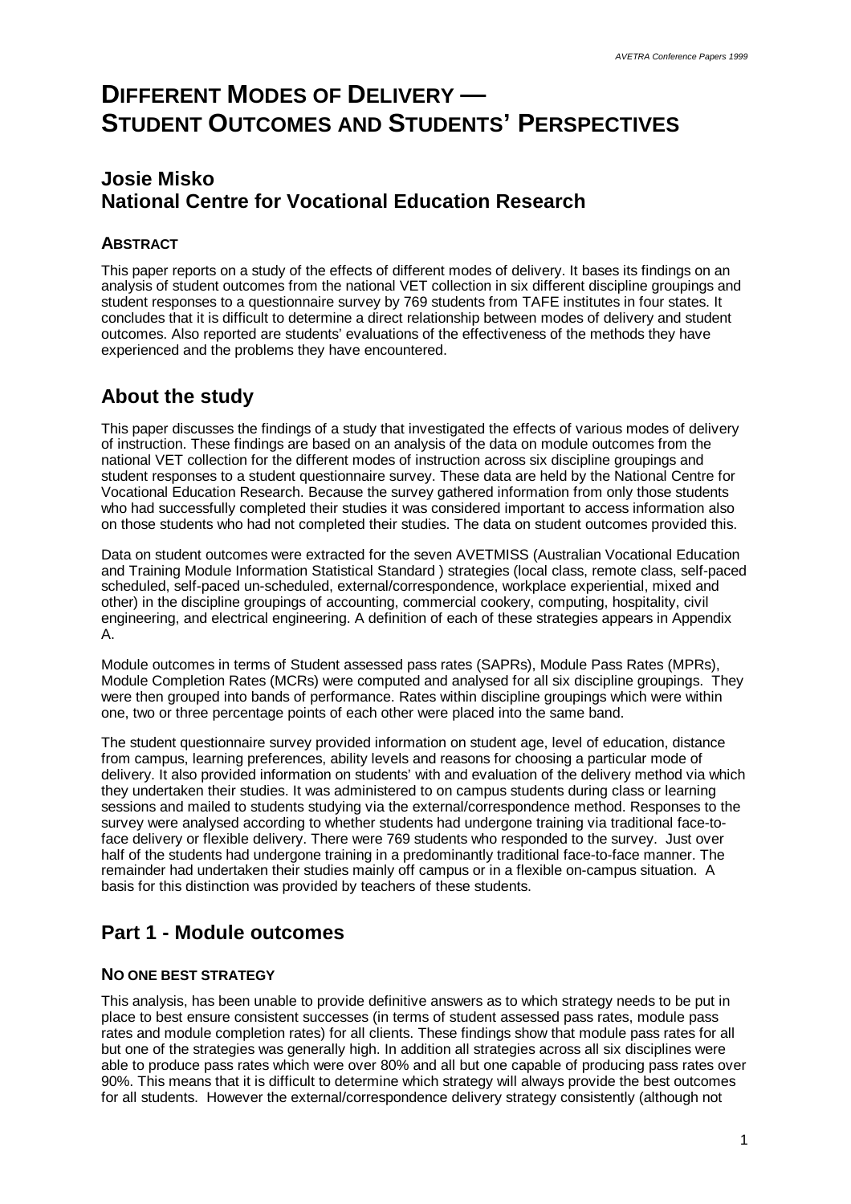# DIFFERENT MODES OF DELIVERY — STUDENT OUTCOMES AND STUDENTS' PERSPECTIVES

## Josie Misko
## National Centre for Vocational Education Research

### ABSTRACT

This paper reports on a study of the effects of different modes of delivery. It bases its findings on an analysis of student outcomes from the national VET collection in six different discipline groupings and student responses to a questionnaire survey by 769 students from TAFE institutes in four states. It concludes that it is difficult to determine a direct relationship between modes of delivery and student outcomes. Also reported are students' evaluations of the effectiveness of the methods they have experienced and the problems they have encountered.

## About the study

This paper discusses the findings of a study that investigated the effects of various modes of delivery of instruction. These findings are based on an analysis of the data on module outcomes from the national VET collection for the different modes of instruction across six discipline groupings and student responses to a student questionnaire survey. These data are held by the National Centre for Vocational Education Research. Because the survey gathered information from only those students who had successfully completed their studies it was considered important to access information also on those students who had not completed their studies. The data on student outcomes provided this.

Data on student outcomes were extracted for the seven AVETMISS (Australian Vocational Education and Training Module Information Statistical Standard ) strategies (local class, remote class, self-paced scheduled, self-paced un-scheduled, external/correspondence, workplace experiential, mixed and other) in the discipline groupings of accounting, commercial cookery, computing, hospitality, civil engineering, and electrical engineering. A definition of each of these strategies appears in Appendix A.

Module outcomes in terms of Student assessed pass rates (SAPRs), Module Pass Rates (MPRs), Module Completion Rates (MCRs) were computed and analysed for all six discipline groupings. They were then grouped into bands of performance. Rates within discipline groupings which were within one, two or three percentage points of each other were placed into the same band.

The student questionnaire survey provided information on student age, level of education, distance from campus, learning preferences, ability levels and reasons for choosing a particular mode of delivery. It also provided information on students' with and evaluation of the delivery method via which they undertaken their studies. It was administered to on campus students during class or learning sessions and mailed to students studying via the external/correspondence method. Responses to the survey were analysed according to whether students had undergone training via traditional face-to-face delivery or flexible delivery. There were 769 students who responded to the survey. Just over half of the students had undergone training in a predominantly traditional face-to-face manner. The remainder had undertaken their studies mainly off campus or in a flexible on-campus situation. A basis for this distinction was provided by teachers of these students.

## Part 1 - Module outcomes

### NO ONE BEST STRATEGY

This analysis, has been unable to provide definitive answers as to which strategy needs to be put in place to best ensure consistent successes (in terms of student assessed pass rates, module pass rates and module completion rates) for all clients. These findings show that module pass rates for all but one of the strategies was generally high. In addition all strategies across all six disciplines were able to produce pass rates which were over 80% and all but one capable of producing pass rates over 90%. This means that it is difficult to determine which strategy will always provide the best outcomes for all students. However the external/correspondence delivery strategy consistently (although not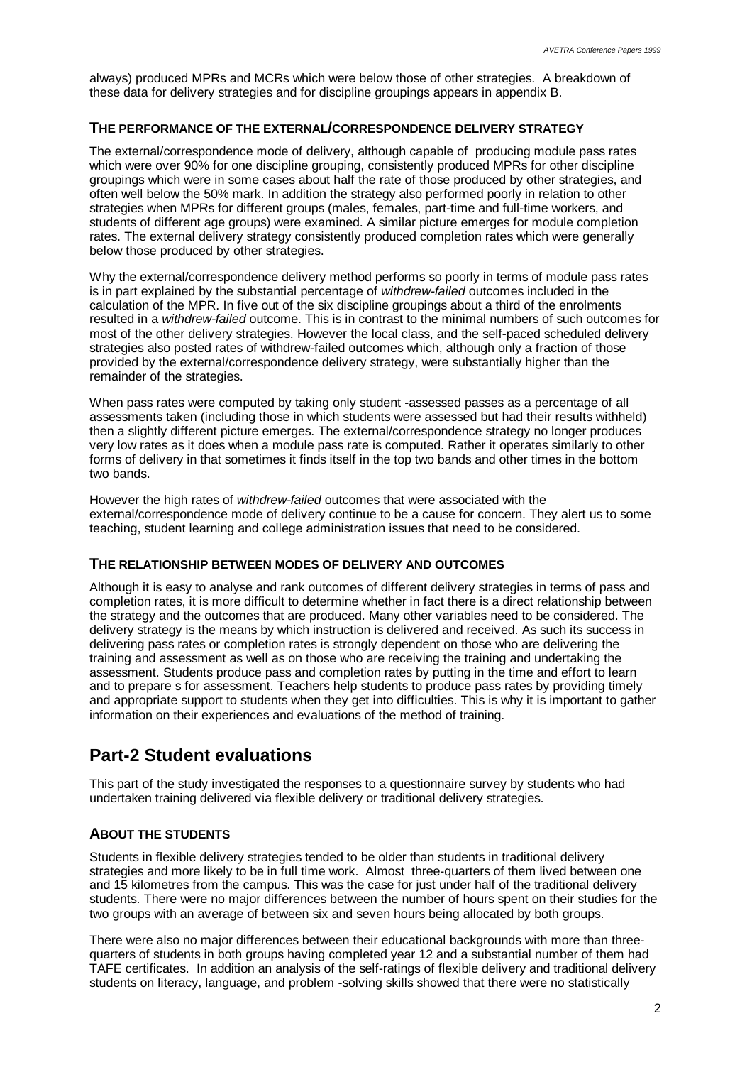always) produced MPRs and MCRs which were below those of other strategies. A breakdown of these data for delivery strategies and for discipline groupings appears in appendix B.

### THE PERFORMANCE OF THE EXTERNAL/CORRESPONDENCE DELIVERY STRATEGY

The external/correspondence mode of delivery, although capable of producing module pass rates which were over 90% for one discipline grouping, consistently produced MPRs for other discipline groupings which were in some cases about half the rate of those produced by other strategies, and often well below the 50% mark. In addition the strategy also performed poorly in relation to other strategies when MPRs for different groups (males, females, part-time and full-time workers, and students of different age groups) were examined. A similar picture emerges for module completion rates. The external delivery strategy consistently produced completion rates which were generally below those produced by other strategies.

Why the external/correspondence delivery method performs so poorly in terms of module pass rates is in part explained by the substantial percentage of *withdrew-failed* outcomes included in the calculation of the MPR. In five out of the six discipline groupings about a third of the enrolments resulted in a *withdrew-failed* outcome. This is in contrast to the minimal numbers of such outcomes for most of the other delivery strategies. However the local class, and the self-paced scheduled delivery strategies also posted rates of withdrew-failed outcomes which, although only a fraction of those provided by the external/correspondence delivery strategy, were substantially higher than the remainder of the strategies.

When pass rates were computed by taking only student -assessed passes as a percentage of all assessments taken (including those in which students were assessed but had their results withheld) then a slightly different picture emerges. The external/correspondence strategy no longer produces very low rates as it does when a module pass rate is computed. Rather it operates similarly to other forms of delivery in that sometimes it finds itself in the top two bands and other times in the bottom two bands.

However the high rates of *withdrew-failed* outcomes that were associated with the external/correspondence mode of delivery continue to be a cause for concern. They alert us to some teaching, student learning and college administration issues that need to be considered.

### THE RELATIONSHIP BETWEEN MODES OF DELIVERY AND OUTCOMES

Although it is easy to analyse and rank outcomes of different delivery strategies in terms of pass and completion rates, it is more difficult to determine whether in fact there is a direct relationship between the strategy and the outcomes that are produced. Many other variables need to be considered. The delivery strategy is the means by which instruction is delivered and received. As such its success in delivering pass rates or completion rates is strongly dependent on those who are delivering the training and assessment as well as on those who are receiving the training and undertaking the assessment. Students produce pass and completion rates by putting in the time and effort to learn and to prepare s for assessment. Teachers help students to produce pass rates by providing timely and appropriate support to students when they get into difficulties. This is why it is important to gather information on their experiences and evaluations of the method of training.

## Part-2 Student evaluations

This part of the study investigated the responses to a questionnaire survey by students who had undertaken training delivered via flexible delivery or traditional delivery strategies.

### ABOUT THE STUDENTS

Students in flexible delivery strategies tended to be older than students in traditional delivery strategies and more likely to be in full time work. Almost three-quarters of them lived between one and 15 kilometres from the campus. This was the case for just under half of the traditional delivery students. There were no major differences between the number of hours spent on their studies for the two groups with an average of between six and seven hours being allocated by both groups.

There were also no major differences between their educational backgrounds with more than three-quarters of students in both groups having completed year 12 and a substantial number of them had TAFE certificates. In addition an analysis of the self-ratings of flexible delivery and traditional delivery students on literacy, language, and problem -solving skills showed that there were no statistically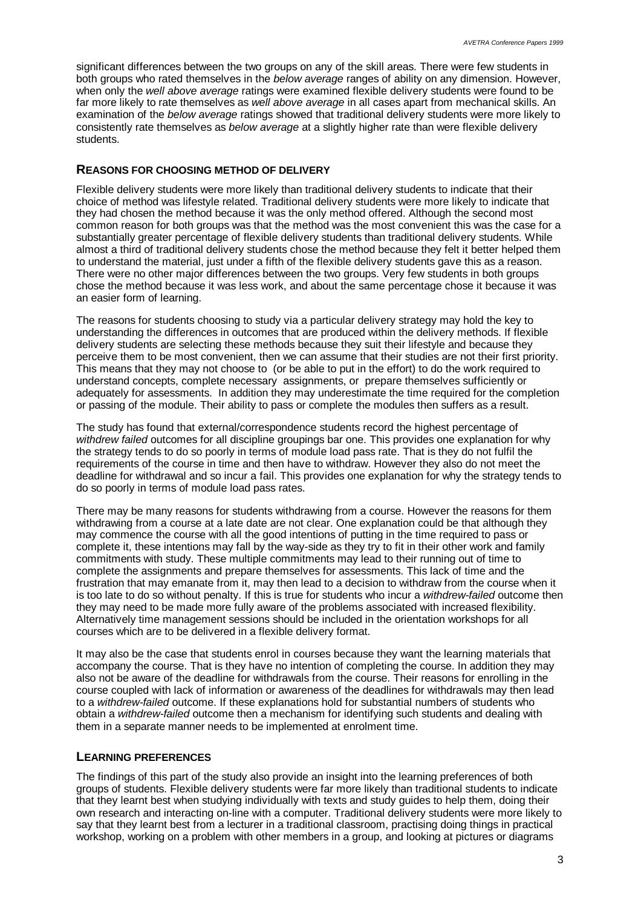significant differences between the two groups on any of the skill areas. There were few students in both groups who rated themselves in the *below average* ranges of ability on any dimension. However, when only the *well above average* ratings were examined flexible delivery students were found to be far more likely to rate themselves as *well above average* in all cases apart from mechanical skills. An examination of the *below average* ratings showed that traditional delivery students were more likely to consistently rate themselves as *below average* at a slightly higher rate than were flexible delivery students.

## REASONS FOR CHOOSING METHOD OF DELIVERY

Flexible delivery students were more likely than traditional delivery students to indicate that their choice of method was lifestyle related. Traditional delivery students were more likely to indicate that they had chosen the method because it was the only method offered. Although the second most common reason for both groups was that the method was the most convenient this was the case for a substantially greater percentage of flexible delivery students than traditional delivery students. While almost a third of traditional delivery students chose the method because they felt it better helped them to understand the material, just under a fifth of the flexible delivery students gave this as a reason. There were no other major differences between the two groups. Very few students in both groups chose the method because it was less work, and about the same percentage chose it because it was an easier form of learning.

The reasons for students choosing to study via a particular delivery strategy may hold the key to understanding the differences in outcomes that are produced within the delivery methods. If flexible delivery students are selecting these methods because they suit their lifestyle and because they perceive them to be most convenient, then we can assume that their studies are not their first priority. This means that they may not choose to (or be able to put in the effort) to do the work required to understand concepts, complete necessary assignments, or prepare themselves sufficiently or adequately for assessments. In addition they may underestimate the time required for the completion or passing of the module. Their ability to pass or complete the modules then suffers as a result.

The study has found that external/correspondence students record the highest percentage of *withdrew failed* outcomes for all discipline groupings bar one. This provides one explanation for why the strategy tends to do so poorly in terms of module load pass rate. That is they do not fulfil the requirements of the course in time and then have to withdraw. However they also do not meet the deadline for withdrawal and so incur a fail. This provides one explanation for why the strategy tends to do so poorly in terms of module load pass rates.

There may be many reasons for students withdrawing from a course. However the reasons for them withdrawing from a course at a late date are not clear. One explanation could be that although they may commence the course with all the good intentions of putting in the time required to pass or complete it, these intentions may fall by the way-side as they try to fit in their other work and family commitments with study. These multiple commitments may lead to their running out of time to complete the assignments and prepare themselves for assessments. This lack of time and the frustration that may emanate from it, may then lead to a decision to withdraw from the course when it is too late to do so without penalty. If this is true for students who incur a *withdrew-failed* outcome then they may need to be made more fully aware of the problems associated with increased flexibility. Alternatively time management sessions should be included in the orientation workshops for all courses which are to be delivered in a flexible delivery format.

It may also be the case that students enrol in courses because they want the learning materials that accompany the course. That is they have no intention of completing the course. In addition they may also not be aware of the deadline for withdrawals from the course. Their reasons for enrolling in the course coupled with lack of information or awareness of the deadlines for withdrawals may then lead to a *withdrew-failed* outcome. If these explanations hold for substantial numbers of students who obtain a *withdrew-failed* outcome then a mechanism for identifying such students and dealing with them in a separate manner needs to be implemented at enrolment time.

## LEARNING PREFERENCES

The findings of this part of the study also provide an insight into the learning preferences of both groups of students. Flexible delivery students were far more likely than traditional students to indicate that they learnt best when studying individually with texts and study guides to help them, doing their own research and interacting on-line with a computer. Traditional delivery students were more likely to say that they learnt best from a lecturer in a traditional classroom, practising doing things in practical workshop, working on a problem with other members in a group, and looking at pictures or diagrams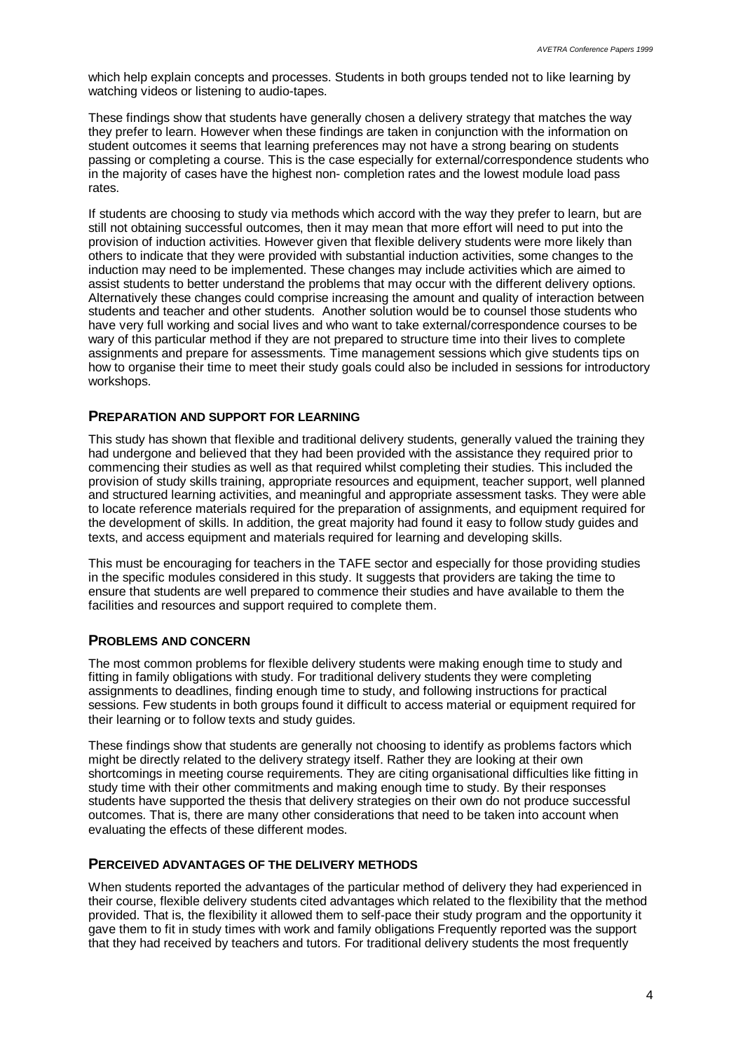which help explain concepts and processes. Students in both groups tended not to like learning by watching videos or listening to audio-tapes.

These findings show that students have generally chosen a delivery strategy that matches the way they prefer to learn. However when these findings are taken in conjunction with the information on student outcomes it seems that learning preferences may not have a strong bearing on students passing or completing a course. This is the case especially for external/correspondence students who in the majority of cases have the highest non- completion rates and the lowest module load pass rates.

If students are choosing to study via methods which accord with the way they prefer to learn, but are still not obtaining successful outcomes, then it may mean that more effort will need to put into the provision of induction activities. However given that flexible delivery students were more likely than others to indicate that they were provided with substantial induction activities, some changes to the induction may need to be implemented. These changes may include activities which are aimed to assist students to better understand the problems that may occur with the different delivery options. Alternatively these changes could comprise increasing the amount and quality of interaction between students and teacher and other students. Another solution would be to counsel those students who have very full working and social lives and who want to take external/correspondence courses to be wary of this particular method if they are not prepared to structure time into their lives to complete assignments and prepare for assessments. Time management sessions which give students tips on how to organise their time to meet their study goals could also be included in sessions for introductory workshops.

## PREPARATION AND SUPPORT FOR LEARNING

This study has shown that flexible and traditional delivery students, generally valued the training they had undergone and believed that they had been provided with the assistance they required prior to commencing their studies as well as that required whilst completing their studies. This included the provision of study skills training, appropriate resources and equipment, teacher support, well planned and structured learning activities, and meaningful and appropriate assessment tasks. They were able to locate reference materials required for the preparation of assignments, and equipment required for the development of skills. In addition, the great majority had found it easy to follow study guides and texts, and access equipment and materials required for learning and developing skills.

This must be encouraging for teachers in the TAFE sector and especially for those providing studies in the specific modules considered in this study. It suggests that providers are taking the time to ensure that students are well prepared to commence their studies and have available to them the facilities and resources and support required to complete them.

## PROBLEMS AND CONCERN

The most common problems for flexible delivery students were making enough time to study and fitting in family obligations with study. For traditional delivery students they were completing assignments to deadlines, finding enough time to study, and following instructions for practical sessions. Few students in both groups found it difficult to access material or equipment required for their learning or to follow texts and study guides.

These findings show that students are generally not choosing to identify as problems factors which might be directly related to the delivery strategy itself. Rather they are looking at their own shortcomings in meeting course requirements. They are citing organisational difficulties like fitting in study time with their other commitments and making enough time to study. By their responses students have supported the thesis that delivery strategies on their own do not produce successful outcomes. That is, there are many other considerations that need to be taken into account when evaluating the effects of these different modes.

## PERCEIVED ADVANTAGES OF THE DELIVERY METHODS

When students reported the advantages of the particular method of delivery they had experienced in their course, flexible delivery students cited advantages which related to the flexibility that the method provided. That is, the flexibility it allowed them to self-pace their study program and the opportunity it gave them to fit in study times with work and family obligations Frequently reported was the support that they had received by teachers and tutors. For traditional delivery students the most frequently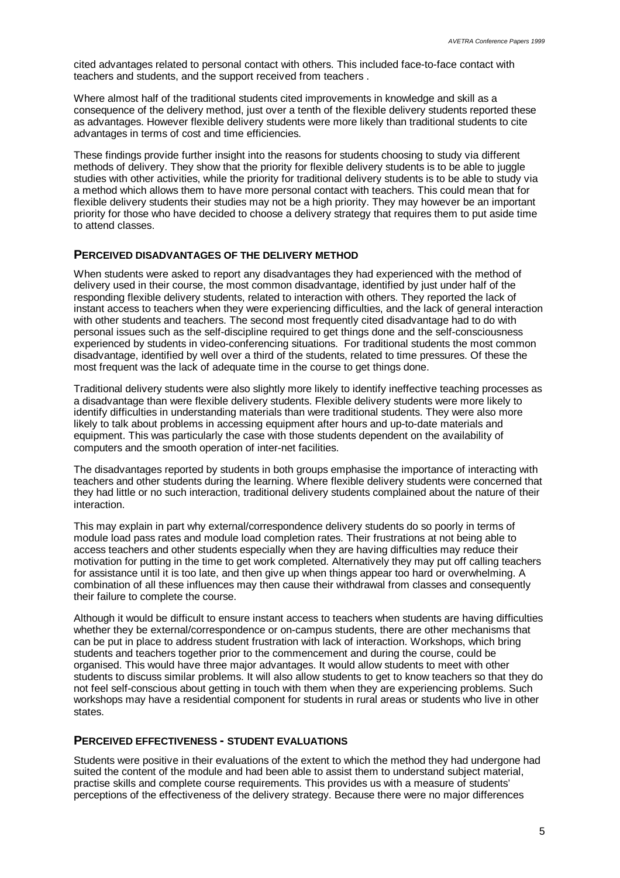cited advantages related to personal contact with others. This included face-to-face contact with teachers and students, and the support received from teachers .

Where almost half of the traditional students cited improvements in knowledge and skill as a consequence of the delivery method, just over a tenth of the flexible delivery students reported these as advantages. However flexible delivery students were more likely than traditional students to cite advantages in terms of cost and time efficiencies.

These findings provide further insight into the reasons for students choosing to study via different methods of delivery. They show that the priority for flexible delivery students is to be able to juggle studies with other activities, while the priority for traditional delivery students is to be able to study via a method which allows them to have more personal contact with teachers. This could mean that for flexible delivery students their studies may not be a high priority. They may however be an important priority for those who have decided to choose a delivery strategy that requires them to put aside time to attend classes.

## PERCEIVED DISADVANTAGES OF THE DELIVERY METHOD

When students were asked to report any disadvantages they had experienced with the method of delivery used in their course, the most common disadvantage, identified by just under half of the responding flexible delivery students, related to interaction with others. They reported the lack of instant access to teachers when they were experiencing difficulties, and the lack of general interaction with other students and teachers. The second most frequently cited disadvantage had to do with personal issues such as the self-discipline required to get things done and the self-consciousness experienced by students in video-conferencing situations. For traditional students the most common disadvantage, identified by well over a third of the students, related to time pressures. Of these the most frequent was the lack of adequate time in the course to get things done.

Traditional delivery students were also slightly more likely to identify ineffective teaching processes as a disadvantage than were flexible delivery students. Flexible delivery students were more likely to identify difficulties in understanding materials than were traditional students. They were also more likely to talk about problems in accessing equipment after hours and up-to-date materials and equipment. This was particularly the case with those students dependent on the availability of computers and the smooth operation of inter-net facilities.

The disadvantages reported by students in both groups emphasise the importance of interacting with teachers and other students during the learning. Where flexible delivery students were concerned that they had little or no such interaction, traditional delivery students complained about the nature of their interaction.

This may explain in part why external/correspondence delivery students do so poorly in terms of module load pass rates and module load completion rates. Their frustrations at not being able to access teachers and other students especially when they are having difficulties may reduce their motivation for putting in the time to get work completed. Alternatively they may put off calling teachers for assistance until it is too late, and then give up when things appear too hard or overwhelming. A combination of all these influences may then cause their withdrawal from classes and consequently their failure to complete the course.

Although it would be difficult to ensure instant access to teachers when students are having difficulties whether they be external/correspondence or on-campus students, there are other mechanisms that can be put in place to address student frustration with lack of interaction. Workshops, which bring students and teachers together prior to the commencement and during the course, could be organised. This would have three major advantages. It would allow students to meet with other students to discuss similar problems. It will also allow students to get to know teachers so that they do not feel self-conscious about getting in touch with them when they are experiencing problems. Such workshops may have a residential component for students in rural areas or students who live in other states.

## PERCEIVED EFFECTIVENESS - STUDENT EVALUATIONS

Students were positive in their evaluations of the extent to which the method they had undergone had suited the content of the module and had been able to assist them to understand subject material, practise skills and complete course requirements. This provides us with a measure of students' perceptions of the effectiveness of the delivery strategy. Because there were no major differences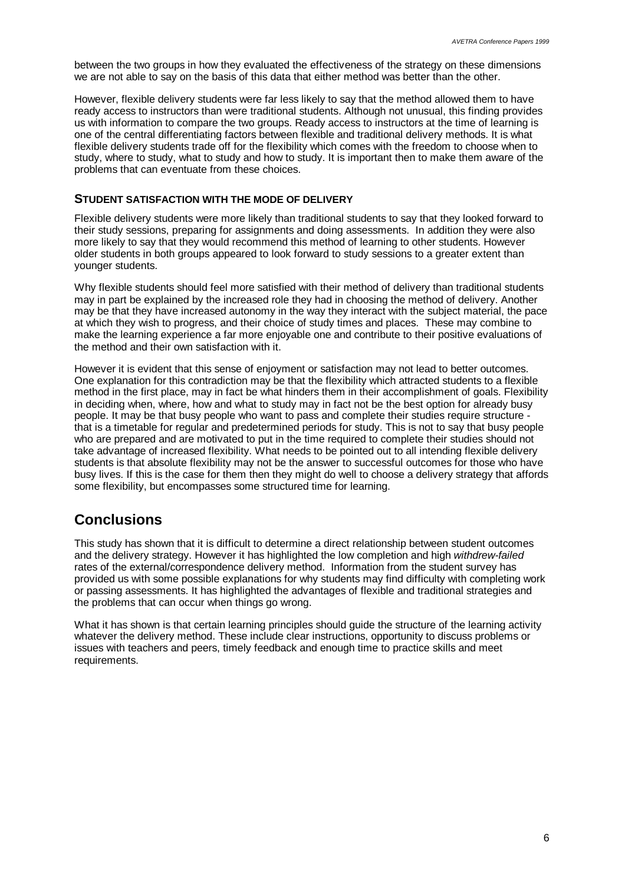between the two groups in how they evaluated the effectiveness of the strategy on these dimensions we are not able to say on the basis of this data that either method was better than the other.

However, flexible delivery students were far less likely to say that the method allowed them to have ready access to instructors than were traditional students. Although not unusual, this finding provides us with information to compare the two groups. Ready access to instructors at the time of learning is one of the central differentiating factors between flexible and traditional delivery methods. It is what flexible delivery students trade off for the flexibility which comes with the freedom to choose when to study, where to study, what to study and how to study. It is important then to make them aware of the problems that can eventuate from these choices.

### STUDENT SATISFACTION WITH THE MODE OF DELIVERY

Flexible delivery students were more likely than traditional students to say that they looked forward to their study sessions, preparing for assignments and doing assessments. In addition they were also more likely to say that they would recommend this method of learning to other students. However older students in both groups appeared to look forward to study sessions to a greater extent than younger students.

Why flexible students should feel more satisfied with their method of delivery than traditional students may in part be explained by the increased role they had in choosing the method of delivery. Another may be that they have increased autonomy in the way they interact with the subject material, the pace at which they wish to progress, and their choice of study times and places. These may combine to make the learning experience a far more enjoyable one and contribute to their positive evaluations of the method and their own satisfaction with it.

However it is evident that this sense of enjoyment or satisfaction may not lead to better outcomes. One explanation for this contradiction may be that the flexibility which attracted students to a flexible method in the first place, may in fact be what hinders them in their accomplishment of goals. Flexibility in deciding when, where, how and what to study may in fact not be the best option for already busy people. It may be that busy people who want to pass and complete their studies require structure - that is a timetable for regular and predetermined periods for study. This is not to say that busy people who are prepared and are motivated to put in the time required to complete their studies should not take advantage of increased flexibility. What needs to be pointed out to all intending flexible delivery students is that absolute flexibility may not be the answer to successful outcomes for those who have busy lives. If this is the case for them then they might do well to choose a delivery strategy that affords some flexibility, but encompasses some structured time for learning.

## Conclusions

This study has shown that it is difficult to determine a direct relationship between student outcomes and the delivery strategy. However it has highlighted the low completion and high *withdrew-failed* rates of the external/correspondence delivery method. Information from the student survey has provided us with some possible explanations for why students may find difficulty with completing work or passing assessments. It has highlighted the advantages of flexible and traditional strategies and the problems that can occur when things go wrong.

What it has shown is that certain learning principles should guide the structure of the learning activity whatever the delivery method. These include clear instructions, opportunity to discuss problems or issues with teachers and peers, timely feedback and enough time to practice skills and meet requirements.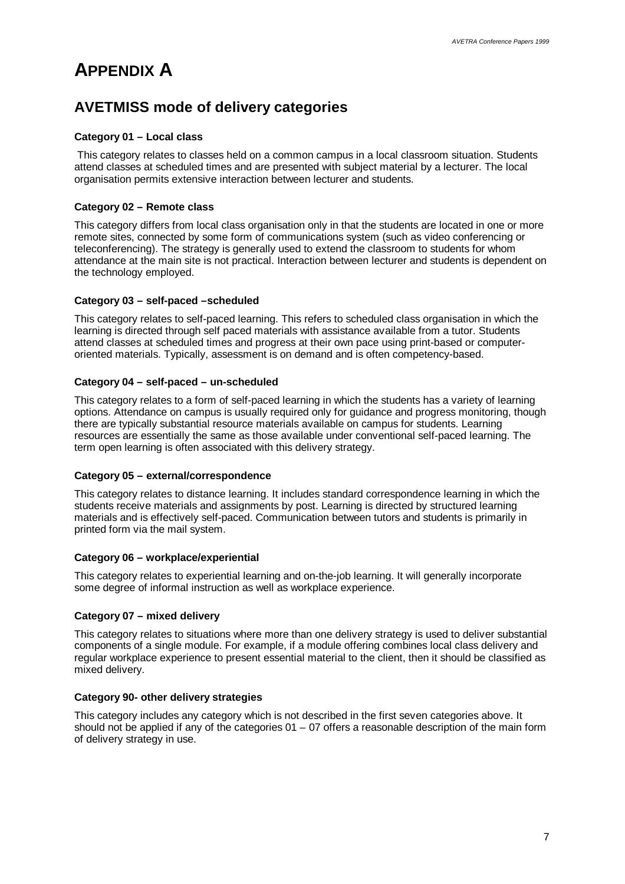# APPENDIX A

## AVETMISS mode of delivery categories

**Category 01 – Local class**

This category relates to classes held on a common campus in a local classroom situation. Students attend classes at scheduled times and are presented with subject material by a lecturer. The local organisation permits extensive interaction between lecturer and students.

**Category 02 – Remote class**

This category differs from local class organisation only in that the students are located in one or more remote sites, connected by some form of communications system (such as video conferencing or teleconferencing). The strategy is generally used to extend the classroom to students for whom attendance at the main site is not practical. Interaction between lecturer and students is dependent on the technology employed.

**Category 03 – self-paced –scheduled**

This category relates to self-paced learning. This refers to scheduled class organisation in which the learning is directed through self paced materials with assistance available from a tutor. Students attend classes at scheduled times and progress at their own pace using print-based or computer-oriented materials. Typically, assessment is on demand and is often competency-based.

**Category 04 – self-paced – un-scheduled**

This category relates to a form of self-paced learning in which the students has a variety of learning options. Attendance on campus is usually required only for guidance and progress monitoring, though there are typically substantial resource materials available on campus for students. Learning resources are essentially the same as those available under conventional self-paced learning. The term open learning is often associated with this delivery strategy.

**Category 05 – external/correspondence**

This category relates to distance learning. It includes standard correspondence learning in which the students receive materials and assignments by post. Learning is directed by structured learning materials and is effectively self-paced. Communication between tutors and students is primarily in printed form via the mail system.

**Category 06 – workplace/experiential**

This category relates to experiential learning and on-the-job learning. It will generally incorporate some degree of informal instruction as well as workplace experience.

**Category 07 – mixed delivery**

This category relates to situations where more than one delivery strategy is used to deliver substantial components of a single module. For example, if a module offering combines local class delivery and regular workplace experience to present essential material to the client, then it should be classified as mixed delivery.

**Category 90- other delivery strategies**

This category includes any category which is not described in the first seven categories above. It should not be applied if any of the categories 01 – 07 offers a reasonable description of the main form of delivery strategy in use.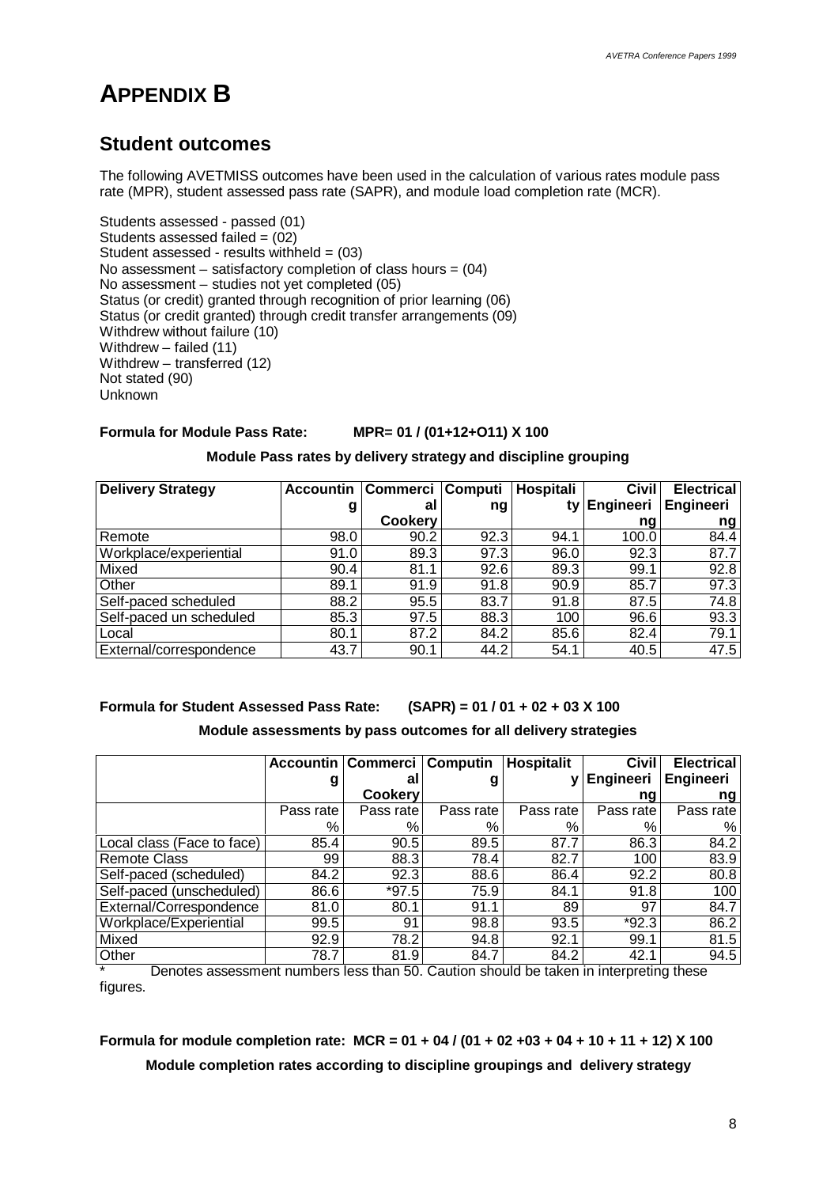# APPENDIX B

## Student outcomes

The following AVETMISS outcomes have been used in the calculation of various rates module pass rate (MPR), student assessed pass rate (SAPR), and module load completion rate (MCR).

Students assessed - passed (01)
Students assessed failed = (02)
Student assessed - results withheld = (03)
No assessment – satisfactory completion of class hours = (04)
No assessment – studies not yet completed (05)
Status (or credit) granted through recognition of prior learning (06)
Status (or credit granted) through credit transfer arrangements (09)
Withdrew without failure (10)
Withdrew – failed (11)
Withdrew – transferred (12)
Not stated (90)
Unknown

**Formula for Module Pass Rate: MPR= 01 / (01+12+O11) X 100**

**Module Pass rates by delivery strategy and discipline grouping**

| Delivery Strategy | Accounting | Commercial Cookery | Computing | Hospitality | Civil Engineering | Electrical Engineering |
|---|---|---|---|---|---|---|
| Remote | 98.0 | 90.2 | 92.3 | 94.1 | 100.0 | 84.4 |
| Workplace/experiential | 91.0 | 89.3 | 97.3 | 96.0 | 92.3 | 87.7 |
| Mixed | 90.4 | 81.1 | 92.6 | 89.3 | 99.1 | 92.8 |
| Other | 89.1 | 91.9 | 91.8 | 90.9 | 85.7 | 97.3 |
| Self-paced scheduled | 88.2 | 95.5 | 83.7 | 91.8 | 87.5 | 74.8 |
| Self-paced un scheduled | 85.3 | 97.5 | 88.3 | 100 | 96.6 | 93.3 |
| Local | 80.1 | 87.2 | 84.2 | 85.6 | 82.4 | 79.1 |
| External/correspondence | 43.7 | 90.1 | 44.2 | 54.1 | 40.5 | 47.5 |

**Formula for Student Assessed Pass Rate: (SAPR) = 01 / 01 + 02 + 03 X 100**

**Module assessments by pass outcomes for all delivery strategies**

| | Accounting | Commercial Cookery | Computing | Hospitality | Civil Engineering | Electrical Engineering |
|---|---|---|---|---|---|---|
| | Pass rate % | Pass rate % | Pass rate % | Pass rate % | Pass rate % | Pass rate % |
| Local class (Face to face) | 85.4 | 90.5 | 89.5 | 87.7 | 86.3 | 84.2 |
| Remote Class | 99 | 88.3 | 78.4 | 82.7 | 100 | 83.9 |
| Self-paced (scheduled) | 84.2 | 92.3 | 88.6 | 86.4 | 92.2 | 80.8 |
| Self-paced (unscheduled) | 86.6 | *97.5 | 75.9 | 84.1 | 91.8 | 100 |
| External/Correspondence | 81.0 | 80.1 | 91.1 | 89 | 97 | 84.7 |
| Workplace/Experiential | 99.5 | 91 | 98.8 | 93.5 | *92.3 | 86.2 |
| Mixed | 92.9 | 78.2 | 94.8 | 92.1 | 99.1 | 81.5 |
| Other | 78.7 | 81.9 | 84.7 | 84.2 | 42.1 | 94.5 |

\* Denotes assessment numbers less than 50. Caution should be taken in interpreting these figures.

**Formula for module completion rate: MCR = 01 + 04 / (01 + 02 +03 + 04 + 10 + 11 + 12) X 100**

**Module completion rates according to discipline groupings and delivery strategy**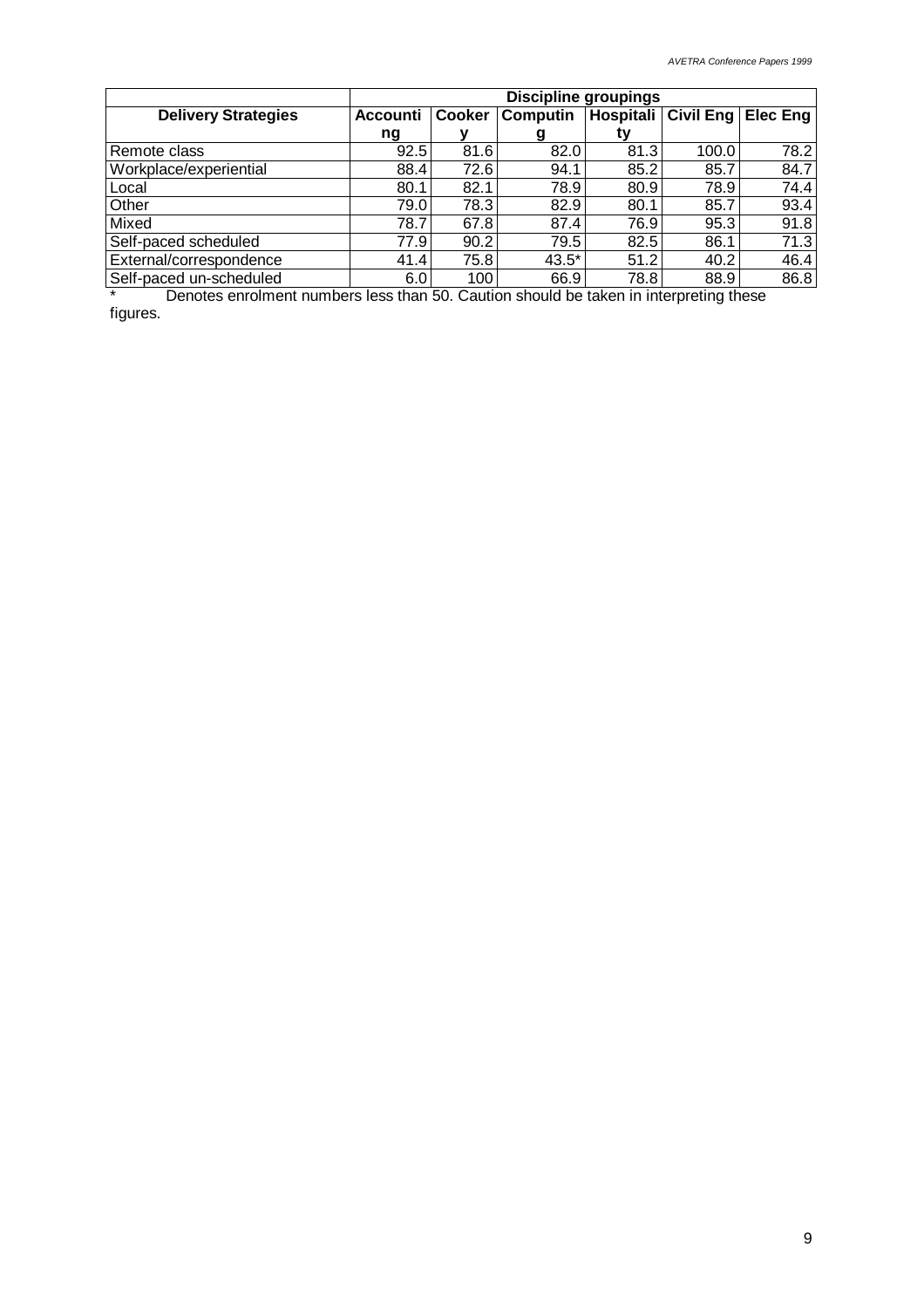| | Discipline groupings | | | | | |
|---|---|---|---|---|---|---|
| **Delivery Strategies** | **Accounting** | **Cookery** | **Computing** | **Hospitality** | **Civil Eng** | **Elec Eng** |
| Remote class | 92.5 | 81.6 | 82.0 | 81.3 | 100.0 | 78.2 |
| Workplace/experiential | 88.4 | 72.6 | 94.1 | 85.2 | 85.7 | 84.7 |
| Local | 80.1 | 82.1 | 78.9 | 80.9 | 78.9 | 74.4 |
| Other | 79.0 | 78.3 | 82.9 | 80.1 | 85.7 | 93.4 |
| Mixed | 78.7 | 67.8 | 87.4 | 76.9 | 95.3 | 91.8 |
| Self-paced scheduled | 77.9 | 90.2 | 79.5 | 82.5 | 86.1 | 71.3 |
| External/correspondence | 41.4 | 75.8 | 43.5* | 51.2 | 40.2 | 46.4 |
| Self-paced un-scheduled | 6.0 | 100 | 66.9 | 78.8 | 88.9 | 86.8 |

\* Denotes enrolment numbers less than 50. Caution should be taken in interpreting these figures.